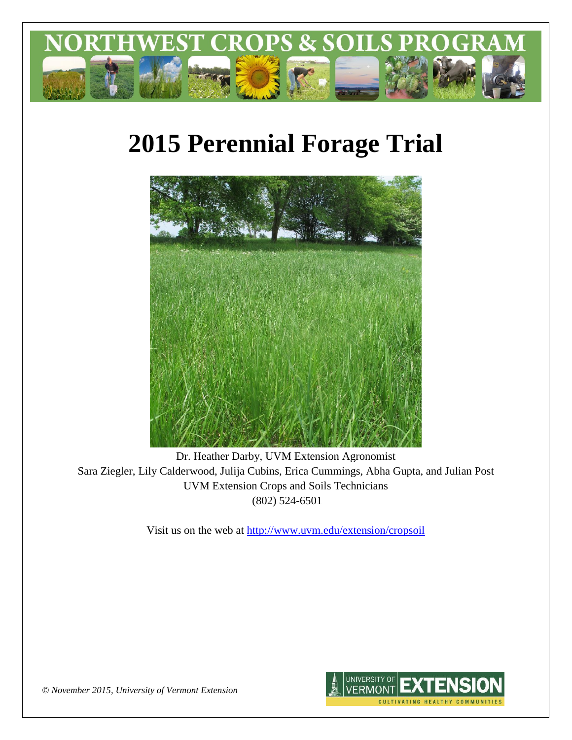# NORTHWEST CROPS & SOILS PROGRAM

# 2015 Perennial Forage Trial

Dr. Heather Darby, UVM Extension Agronomist
Sara Ziegler, Lily Calderwood, Julija Cubins, Erica Cummings, Abha Gupta, and Julian Post
UVM Extension Crops and Soils Technicians
(802) 524-6501

Visit us on the web at http://www.uvm.edu/extension/cropsoil

*© November 2015, University of Vermont Extension*

UNIVERSITY OF VERMONT EXTENSION
CULTIVATING HEALTHY COMMUNITIES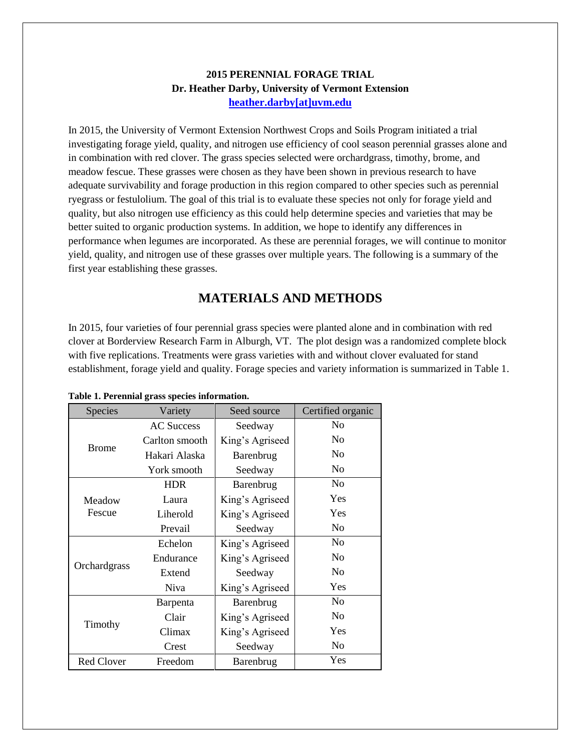**2015 PERENNIAL FORAGE TRIAL**
**Dr. Heather Darby, University of Vermont Extension**
**heather.darby[at]uvm.edu**

In 2015, the University of Vermont Extension Northwest Crops and Soils Program initiated a trial investigating forage yield, quality, and nitrogen use efficiency of cool season perennial grasses alone and in combination with red clover. The grass species selected were orchardgrass, timothy, brome, and meadow fescue. These grasses were chosen as they have been shown in previous research to have adequate survivability and forage production in this region compared to other species such as perennial ryegrass or festulolium. The goal of this trial is to evaluate these species not only for forage yield and quality, but also nitrogen use efficiency as this could help determine species and varieties that may be better suited to organic production systems. In addition, we hope to identify any differences in performance when legumes are incorporated. As these are perennial forages, we will continue to monitor yield, quality, and nitrogen use of these grasses over multiple years. The following is a summary of the first year establishing these grasses.

## MATERIALS AND METHODS

In 2015, four varieties of four perennial grass species were planted alone and in combination with red clover at Borderview Research Farm in Alburgh, VT. The plot design was a randomized complete block with five replications. Treatments were grass varieties with and without clover evaluated for stand establishment, forage yield and quality. Forage species and variety information is summarized in Table 1.

**Table 1. Perennial grass species information.**

| Species | Variety | Seed source | Certified organic |
|---|---|---|---|
| Brome | AC Success | Seedway | No |
| | Carlton smooth | King's Agriseed | No |
| | Hakari Alaska | Barenbrug | No |
| | York smooth | Seedway | No |
| Meadow Fescue | HDR | Barenbrug | No |
| | Laura | King's Agriseed | Yes |
| | Liherold | King's Agriseed | Yes |
| | Prevail | Seedway | No |
| Orchardgrass | Echelon | King's Agriseed | No |
| | Endurance | King's Agriseed | No |
| | Extend | Seedway | No |
| | Niva | King's Agriseed | Yes |
| Timothy | Barpenta | Barenbrug | No |
| | Clair | King's Agriseed | No |
| | Climax | King's Agriseed | Yes |
| | Crest | Seedway | No |
| Red Clover | Freedom | Barenbrug | Yes |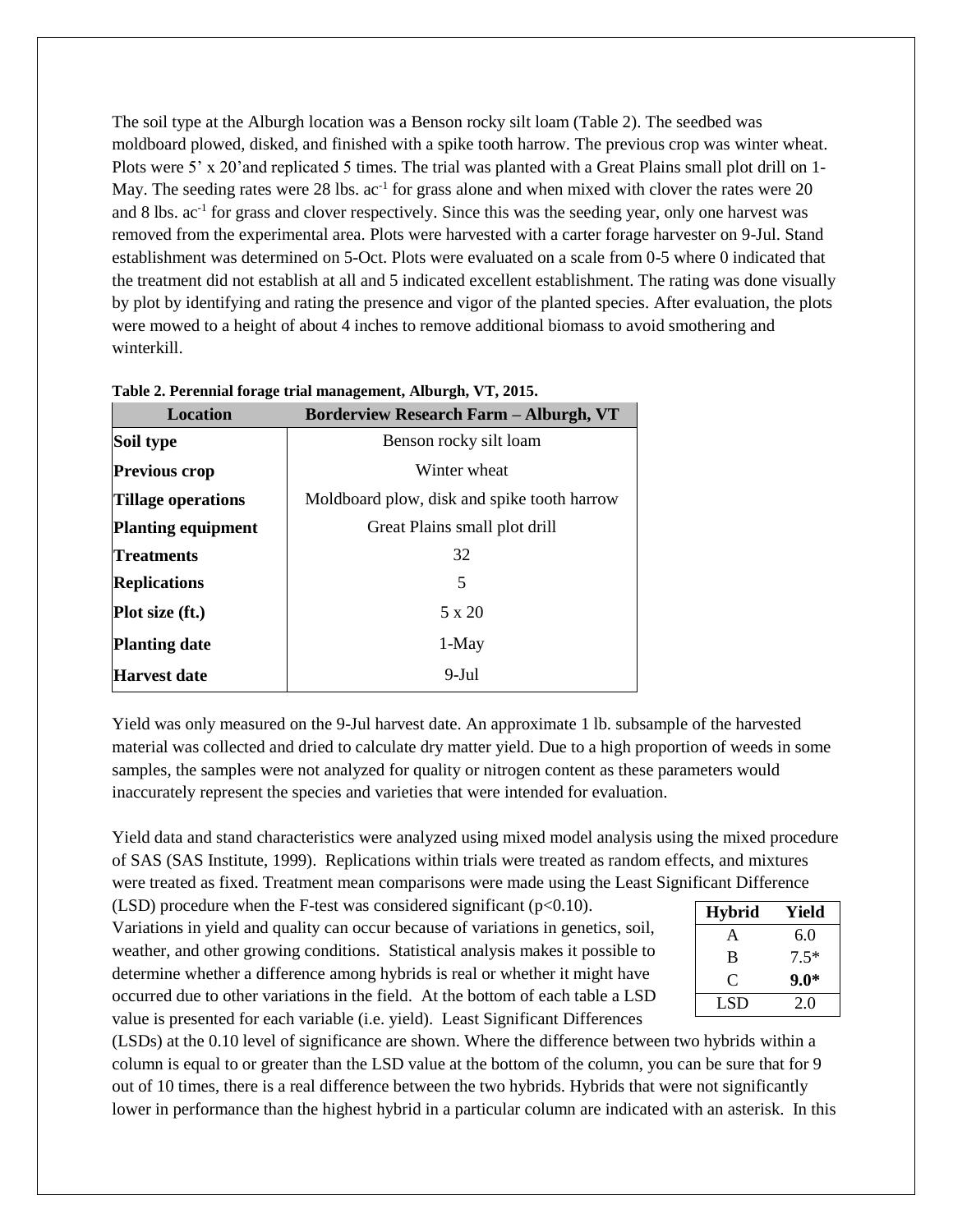The soil type at the Alburgh location was a Benson rocky silt loam (Table 2). The seedbed was moldboard plowed, disked, and finished with a spike tooth harrow. The previous crop was winter wheat. Plots were 5' x 20'and replicated 5 times. The trial was planted with a Great Plains small plot drill on 1-May. The seeding rates were 28 lbs. $ac^{-1}$ for grass alone and when mixed with clover the rates were 20 and 8 lbs. $ac^{-1}$ for grass and clover respectively. Since this was the seeding year, only one harvest was removed from the experimental area. Plots were harvested with a carter forage harvester on 9-Jul. Stand establishment was determined on 5-Oct. Plots were evaluated on a scale from 0-5 where 0 indicated that the treatment did not establish at all and 5 indicated excellent establishment. The rating was done visually by plot by identifying and rating the presence and vigor of the planted species. After evaluation, the plots were mowed to a height of about 4 inches to remove additional biomass to avoid smothering and winterkill.

**Table 2. Perennial forage trial management, Alburgh, VT, 2015.**

| Location | Borderview Research Farm – Alburgh, VT |
|---|---|
| **Soil type** | Benson rocky silt loam |
| **Previous crop** | Winter wheat |
| **Tillage operations** | Moldboard plow, disk and spike tooth harrow |
| **Planting equipment** | Great Plains small plot drill |
| **Treatments** | 32 |
| **Replications** | 5 |
| **Plot size (ft.)** | 5 x 20 |
| **Planting date** | 1-May |
| **Harvest date** | 9-Jul |

Yield was only measured on the 9-Jul harvest date. An approximate 1 lb. subsample of the harvested material was collected and dried to calculate dry matter yield. Due to a high proportion of weeds in some samples, the samples were not analyzed for quality or nitrogen content as these parameters would inaccurately represent the species and varieties that were intended for evaluation.

Yield data and stand characteristics were analyzed using mixed model analysis using the mixed procedure of SAS (SAS Institute, 1999). Replications within trials were treated as random effects, and mixtures were treated as fixed. Treatment mean comparisons were made using the Least Significant Difference (LSD) procedure when the F-test was considered significant ($p<0.10$).

| Hybrid | Yield |
|---|---|
| A | 6.0 |
| B | 7.5* |
| C | **9.0*** |
| LSD | 2.0 |

Variations in yield and quality can occur because of variations in genetics, soil, weather, and other growing conditions. Statistical analysis makes it possible to determine whether a difference among hybrids is real or whether it might have occurred due to other variations in the field. At the bottom of each table a LSD value is presented for each variable (i.e. yield). Least Significant Differences (LSDs) at the 0.10 level of significance are shown. Where the difference between two hybrids within a column is equal to or greater than the LSD value at the bottom of the column, you can be sure that for 9 out of 10 times, there is a real difference between the two hybrids. Hybrids that were not significantly lower in performance than the highest hybrid in a particular column are indicated with an asterisk. In this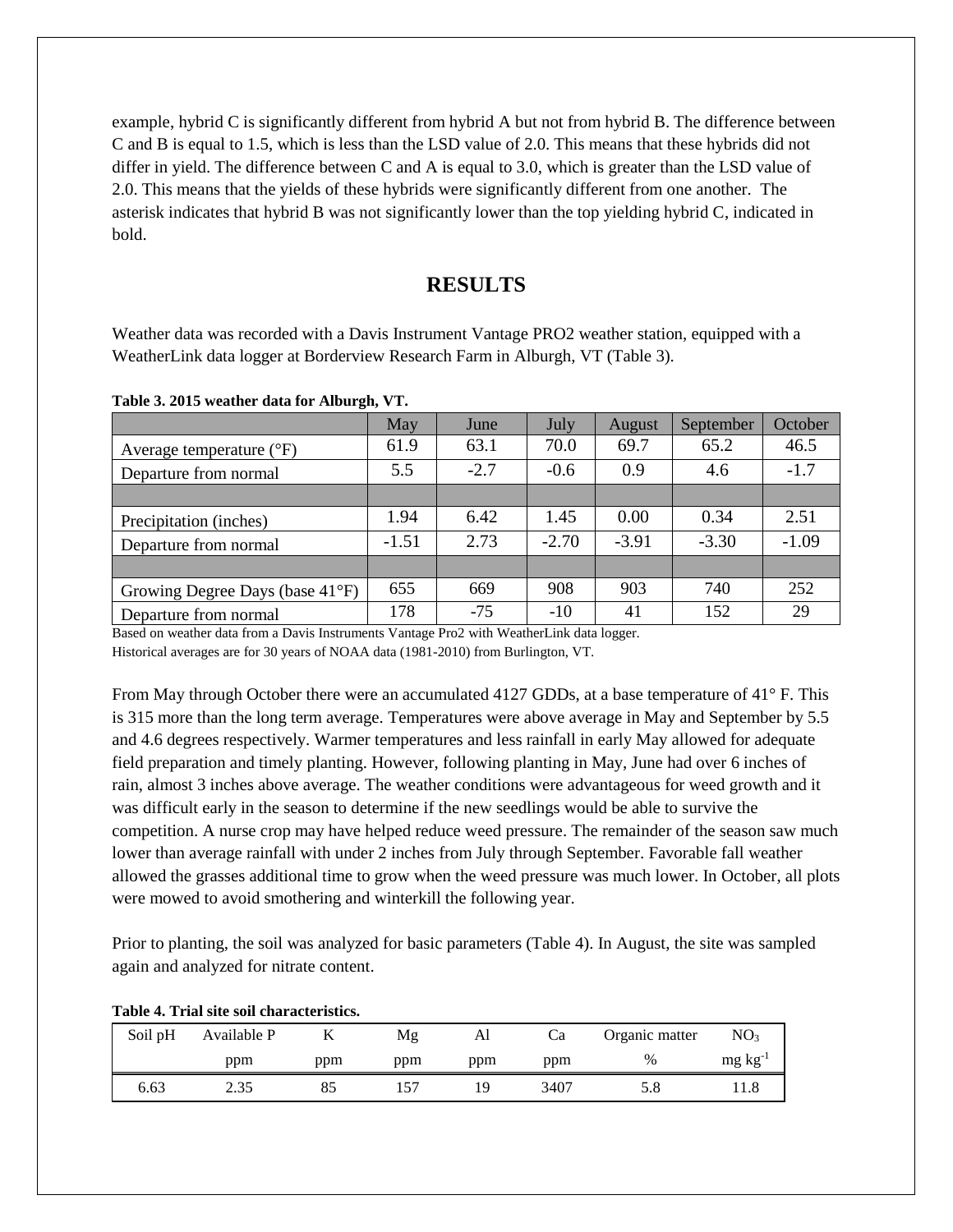example, hybrid C is significantly different from hybrid A but not from hybrid B. The difference between C and B is equal to 1.5, which is less than the LSD value of 2.0. This means that these hybrids did not differ in yield. The difference between C and A is equal to 3.0, which is greater than the LSD value of 2.0. This means that the yields of these hybrids were significantly different from one another. The asterisk indicates that hybrid B was not significantly lower than the top yielding hybrid C, indicated in bold.

# RESULTS

Weather data was recorded with a Davis Instrument Vantage PRO2 weather station, equipped with a WeatherLink data logger at Borderview Research Farm in Alburgh, VT (Table 3).

**Table 3. 2015 weather data for Alburgh, VT.**

| | May | June | July | August | September | October |
|---|---|---|---|---|---|---|
| Average temperature (°F) | 61.9 | 63.1 | 70.0 | 69.7 | 65.2 | 46.5 |
| Departure from normal | 5.5 | -2.7 | -0.6 | 0.9 | 4.6 | -1.7 |
| | | | | | | |
| Precipitation (inches) | 1.94 | 6.42 | 1.45 | 0.00 | 0.34 | 2.51 |
| Departure from normal | -1.51 | 2.73 | -2.70 | -3.91 | -3.30 | -1.09 |
| | | | | | | |
| Growing Degree Days (base 41°F) | 655 | 669 | 908 | 903 | 740 | 252 |
| Departure from normal | 178 | -75 | -10 | 41 | 152 | 29 |

Based on weather data from a Davis Instruments Vantage Pro2 with WeatherLink data logger.
Historical averages are for 30 years of NOAA data (1981-2010) from Burlington, VT.

From May through October there were an accumulated 4127 GDDs, at a base temperature of 41° F. This is 315 more than the long term average. Temperatures were above average in May and September by 5.5 and 4.6 degrees respectively. Warmer temperatures and less rainfall in early May allowed for adequate field preparation and timely planting. However, following planting in May, June had over 6 inches of rain, almost 3 inches above average. The weather conditions were advantageous for weed growth and it was difficult early in the season to determine if the new seedlings would be able to survive the competition. A nurse crop may have helped reduce weed pressure. The remainder of the season saw much lower than average rainfall with under 2 inches from July through September. Favorable fall weather allowed the grasses additional time to grow when the weed pressure was much lower. In October, all plots were mowed to avoid smothering and winterkill the following year.

Prior to planting, the soil was analyzed for basic parameters (Table 4). In August, the site was sampled again and analyzed for nitrate content.

**Table 4. Trial site soil characteristics.**

| Soil pH | Available P | K | Mg | Al | Ca | Organic matter | $NO_3$ |
|---|---|---|---|---|---|---|---|
| | ppm | ppm | ppm | ppm | ppm | % | mg $kg^{-1}$ |
| 6.63 | 2.35 | 85 | 157 | 19 | 3407 | 5.8 | 11.8 |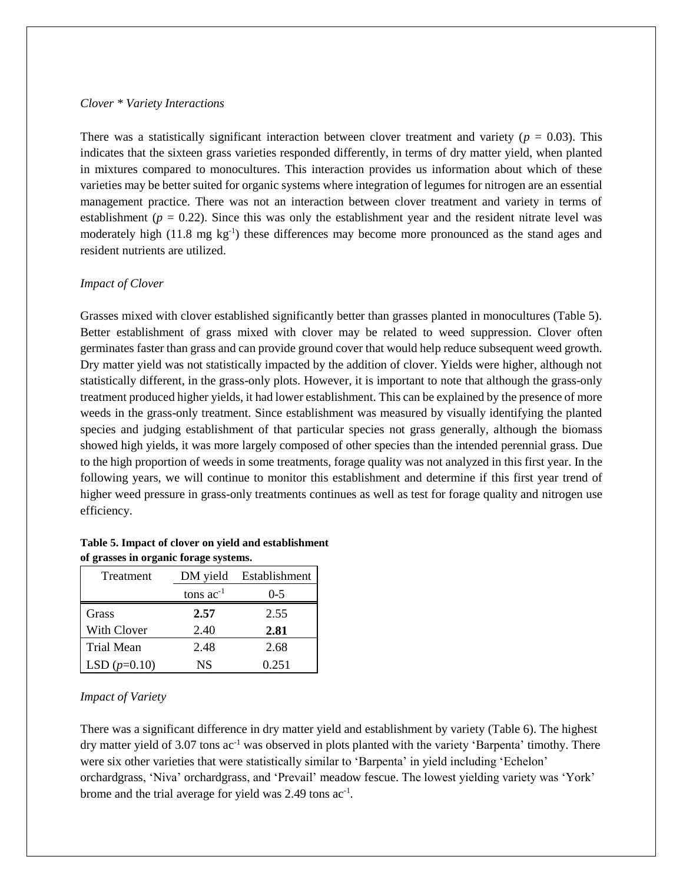*Clover * Variety Interactions*

There was a statistically significant interaction between clover treatment and variety ($p$ = 0.03). This indicates that the sixteen grass varieties responded differently, in terms of dry matter yield, when planted in mixtures compared to monocultures. This interaction provides us information about which of these varieties may be better suited for organic systems where integration of legumes for nitrogen are an essential management practice. There was not an interaction between clover treatment and variety in terms of establishment ($p$ = 0.22). Since this was only the establishment year and the resident nitrate level was moderately high (11.8 mg kg$^{-1}$) these differences may become more pronounced as the stand ages and resident nutrients are utilized.

*Impact of Clover*

Grasses mixed with clover established significantly better than grasses planted in monocultures (Table 5). Better establishment of grass mixed with clover may be related to weed suppression. Clover often germinates faster than grass and can provide ground cover that would help reduce subsequent weed growth. Dry matter yield was not statistically impacted by the addition of clover. Yields were higher, although not statistically different, in the grass-only plots. However, it is important to note that although the grass-only treatment produced higher yields, it had lower establishment. This can be explained by the presence of more weeds in the grass-only treatment. Since establishment was measured by visually identifying the planted species and judging establishment of that particular species not grass generally, although the biomass showed high yields, it was more largely composed of other species than the intended perennial grass. Due to the high proportion of weeds in some treatments, forage quality was not analyzed in this first year. In the following years, we will continue to monitor this establishment and determine if this first year trend of higher weed pressure in grass-only treatments continues as well as test for forage quality and nitrogen use efficiency.

**Table 5. Impact of clover on yield and establishment of grasses in organic forage systems.**

| Treatment | DM yield | Establishment |
|---|---|---|
| | tons ac$^{-1}$ | 0-5 |
| Grass | **2.57** | 2.55 |
| With Clover | 2.40 | **2.81** |
| Trial Mean | 2.48 | 2.68 |
| LSD ($p$=0.10) | NS | 0.251 |

*Impact of Variety*

There was a significant difference in dry matter yield and establishment by variety (Table 6). The highest dry matter yield of 3.07 tons ac$^{-1}$ was observed in plots planted with the variety 'Barpenta' timothy. There were six other varieties that were statistically similar to 'Barpenta' in yield including 'Echelon' orchardgrass, 'Niva' orchardgrass, and 'Prevail' meadow fescue. The lowest yielding variety was 'York' brome and the trial average for yield was 2.49 tons ac$^{-1}$.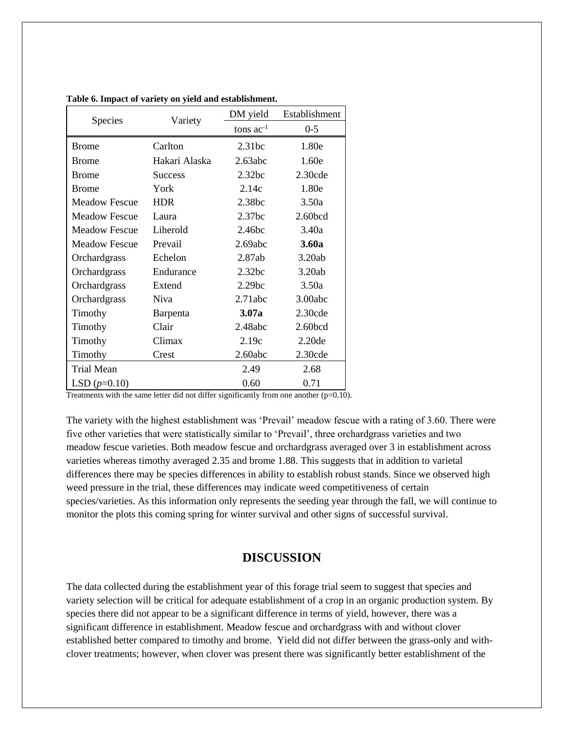**Table 6. Impact of variety on yield and establishment.**

| Species | Variety | DM yield | Establishment |
|---|---|---|---|
| | | tons $ac^{-1}$ | 0-5 |
| Brome | Carlton | 2.31bc | 1.80e |
| Brome | Hakari Alaska | 2.63abc | 1.60e |
| Brome | Success | 2.32bc | 2.30cde |
| Brome | York | 2.14c | 1.80e |
| Meadow Fescue | HDR | 2.38bc | 3.50a |
| Meadow Fescue | Laura | 2.37bc | 2.60bcd |
| Meadow Fescue | Liherold | 2.46bc | 3.40a |
| Meadow Fescue | Prevail | 2.69abc | **3.60a** |
| Orchardgrass | Echelon | 2.87ab | 3.20ab |
| Orchardgrass | Endurance | 2.32bc | 3.20ab |
| Orchardgrass | Extend | 2.29bc | 3.50a |
| Orchardgrass | Niva | 2.71abc | 3.00abc |
| Timothy | Barpenta | **3.07a** | 2.30cde |
| Timothy | Clair | 2.48abc | 2.60bcd |
| Timothy | Climax | 2.19c | 2.20de |
| Timothy | Crest | 2.60abc | 2.30cde |
| Trial Mean | | 2.49 | 2.68 |
| LSD ($p$=0.10) | | 0.60 | 0.71 |

Treatments with the same letter did not differ significantly from one another (p=0.10).

The variety with the highest establishment was 'Prevail' meadow fescue with a rating of 3.60. There were five other varieties that were statistically similar to 'Prevail', three orchardgrass varieties and two meadow fescue varieties. Both meadow fescue and orchardgrass averaged over 3 in establishment across varieties whereas timothy averaged 2.35 and brome 1.88. This suggests that in addition to varietal differences there may be species differences in ability to establish robust stands. Since we observed high weed pressure in the trial, these differences may indicate weed competitiveness of certain species/varieties. As this information only represents the seeding year through the fall, we will continue to monitor the plots this coming spring for winter survival and other signs of successful survival.

## DISCUSSION

The data collected during the establishment year of this forage trial seem to suggest that species and variety selection will be critical for adequate establishment of a crop in an organic production system. By species there did not appear to be a significant difference in terms of yield, however, there was a significant difference in establishment. Meadow fescue and orchardgrass with and without clover established better compared to timothy and brome. Yield did not differ between the grass-only and with-clover treatments; however, when clover was present there was significantly better establishment of the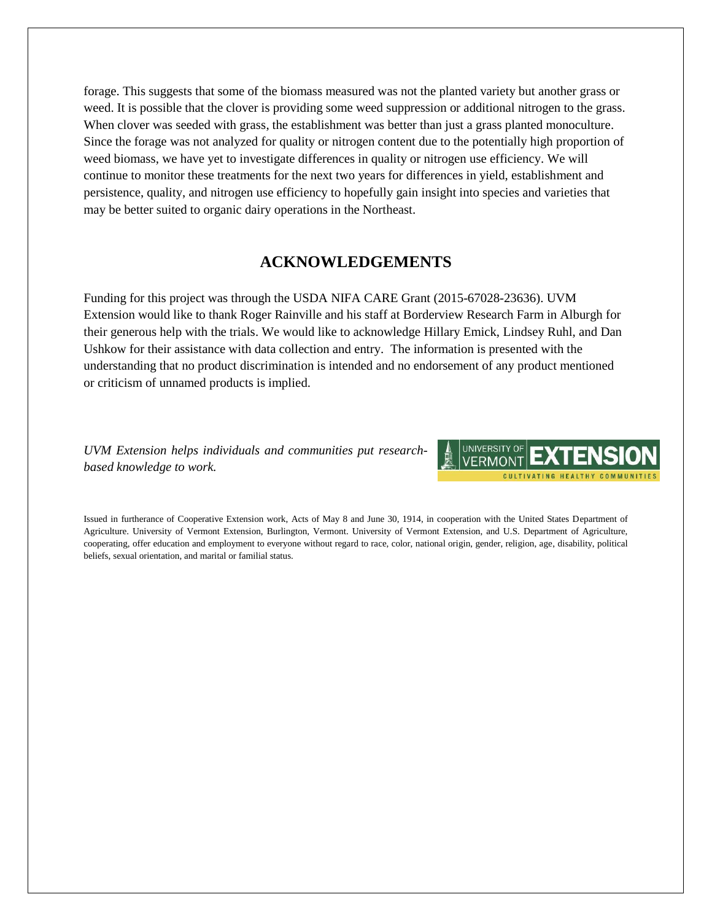forage. This suggests that some of the biomass measured was not the planted variety but another grass or weed. It is possible that the clover is providing some weed suppression or additional nitrogen to the grass. When clover was seeded with grass, the establishment was better than just a grass planted monoculture. Since the forage was not analyzed for quality or nitrogen content due to the potentially high proportion of weed biomass, we have yet to investigate differences in quality or nitrogen use efficiency. We will continue to monitor these treatments for the next two years for differences in yield, establishment and persistence, quality, and nitrogen use efficiency to hopefully gain insight into species and varieties that may be better suited to organic dairy operations in the Northeast.

## ACKNOWLEDGEMENTS

Funding for this project was through the USDA NIFA CARE Grant (2015-67028-23636). UVM Extension would like to thank Roger Rainville and his staff at Borderview Research Farm in Alburgh for their generous help with the trials. We would like to acknowledge Hillary Emick, Lindsey Ruhl, and Dan Ushkow for their assistance with data collection and entry. The information is presented with the understanding that no product discrimination is intended and no endorsement of any product mentioned or criticism of unnamed products is implied.

*UVM Extension helps individuals and communities put research-based knowledge to work.*

UNIVERSITY OF VERMONT EXTENSION
CULTIVATING HEALTHY COMMUNITIES

Issued in furtherance of Cooperative Extension work, Acts of May 8 and June 30, 1914, in cooperation with the United States Department of Agriculture. University of Vermont Extension, Burlington, Vermont. University of Vermont Extension, and U.S. Department of Agriculture, cooperating, offer education and employment to everyone without regard to race, color, national origin, gender, religion, age, disability, political beliefs, sexual orientation, and marital or familial status.